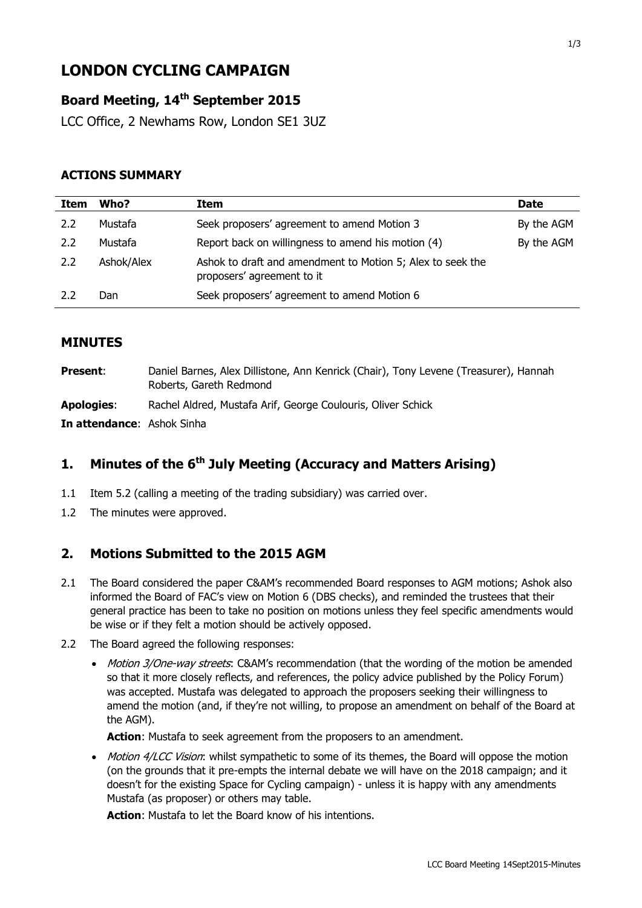# LONDON CYCLING CAMPAIGN

## Board Meeting, 14th September 2015

LCC Office, 2 Newhams Row, London SE1 3UZ

### ACTIONS SUMMARY

| Item | Who? | Item | Date |
|---|---|---|---|
| 2.2 | Mustafa | Seek proposers' agreement to amend Motion 3 | By the AGM |
| 2.2 | Mustafa | Report back on willingness to amend his motion (4) | By the AGM |
| 2.2 | Ashok/Alex | Ashok to draft and amendment to Motion 5; Alex to seek the proposers' agreement to it | |
| 2.2 | Dan | Seek proposers' agreement to amend Motion 6 | |

## MINUTES

**Present**: Daniel Barnes, Alex Dillistone, Ann Kenrick (Chair), Tony Levene (Treasurer), Hannah Roberts, Gareth Redmond

**Apologies**: Rachel Aldred, Mustafa Arif, George Coulouris, Oliver Schick

**In attendance**: Ashok Sinha

## 1. Minutes of the 6th July Meeting (Accuracy and Matters Arising)

1.1 Item 5.2 (calling a meeting of the trading subsidiary) was carried over.

1.2 The minutes were approved.

## 2. Motions Submitted to the 2015 AGM

2.1 The Board considered the paper C&AM's recommended Board responses to AGM motions; Ashok also informed the Board of FAC's view on Motion 6 (DBS checks), and reminded the trustees that their general practice has been to take no position on motions unless they feel specific amendments would be wise or if they felt a motion should be actively opposed.

2.2 The Board agreed the following responses:

- *Motion 3/One-way streets*: C&AM's recommendation (that the wording of the motion be amended so that it more closely reflects, and references, the policy advice published by the Policy Forum) was accepted. Mustafa was delegated to approach the proposers seeking their willingness to amend the motion (and, if they're not willing, to propose an amendment on behalf of the Board at the AGM).

  **Action**: Mustafa to seek agreement from the proposers to an amendment.

- *Motion 4/LCC Vision*: whilst sympathetic to some of its themes, the Board will oppose the motion (on the grounds that it pre-empts the internal debate we will have on the 2018 campaign; and it doesn't for the existing Space for Cycling campaign) - unless it is happy with any amendments Mustafa (as proposer) or others may table.

  **Action**: Mustafa to let the Board know of his intentions.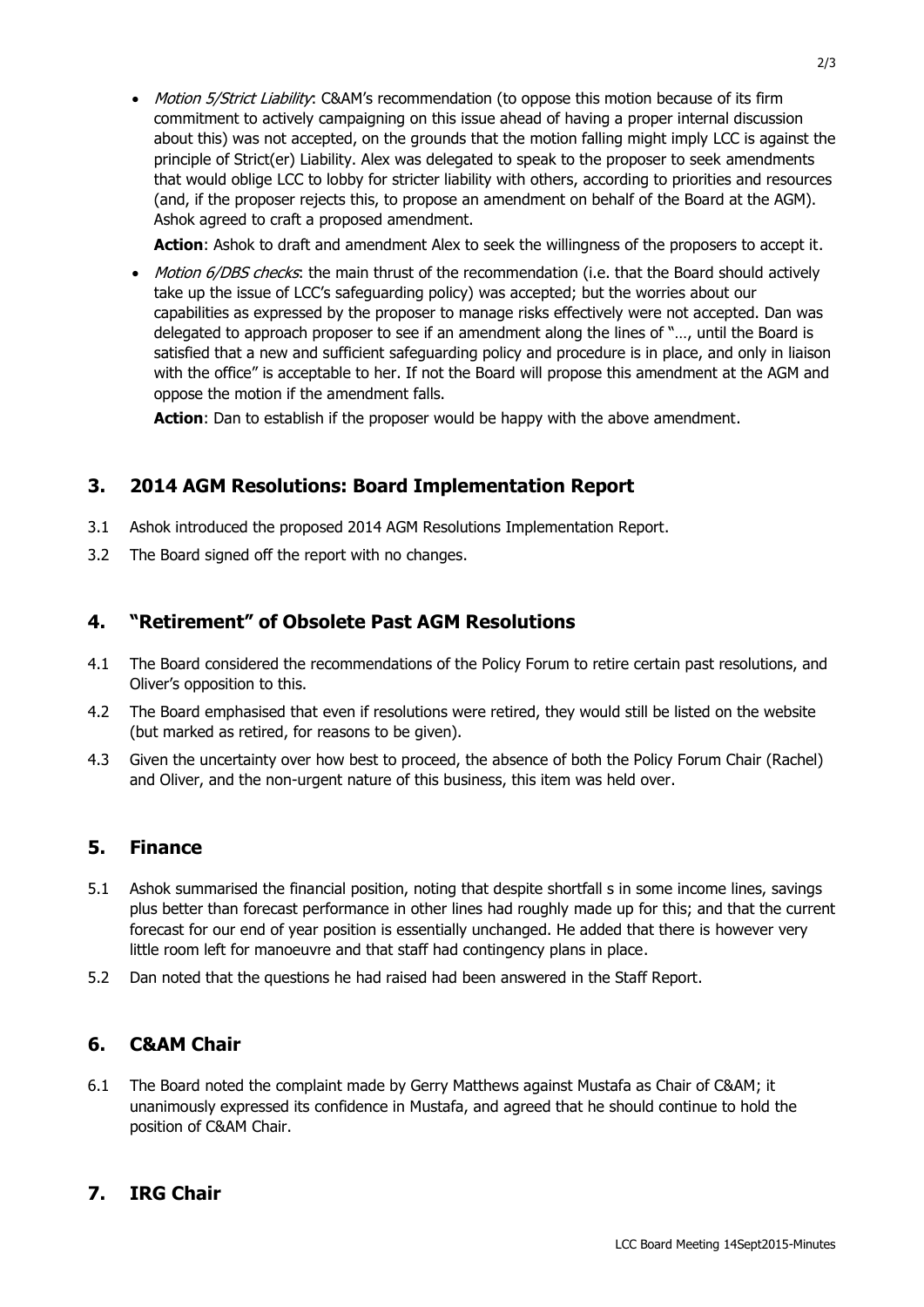- *Motion 5/Strict Liability*: C&AM's recommendation (to oppose this motion because of its firm commitment to actively campaigning on this issue ahead of having a proper internal discussion about this) was not accepted, on the grounds that the motion falling might imply LCC is against the principle of Strict(er) Liability. Alex was delegated to speak to the proposer to seek amendments that would oblige LCC to lobby for stricter liability with others, according to priorities and resources (and, if the proposer rejects this, to propose an amendment on behalf of the Board at the AGM). Ashok agreed to craft a proposed amendment.

  **Action**: Ashok to draft and amendment Alex to seek the willingness of the proposers to accept it.

- *Motion 6/DBS checks*: the main thrust of the recommendation (i.e. that the Board should actively take up the issue of LCC's safeguarding policy) was accepted; but the worries about our capabilities as expressed by the proposer to manage risks effectively were not accepted. Dan was delegated to approach proposer to see if an amendment along the lines of "…, until the Board is satisfied that a new and sufficient safeguarding policy and procedure is in place, and only in liaison with the office" is acceptable to her. If not the Board will propose this amendment at the AGM and oppose the motion if the amendment falls.

  **Action**: Dan to establish if the proposer would be happy with the above amendment.

## 3. 2014 AGM Resolutions: Board Implementation Report

3.1 Ashok introduced the proposed 2014 AGM Resolutions Implementation Report.

3.2 The Board signed off the report with no changes.

## 4. "Retirement" of Obsolete Past AGM Resolutions

4.1 The Board considered the recommendations of the Policy Forum to retire certain past resolutions, and Oliver's opposition to this.

4.2 The Board emphasised that even if resolutions were retired, they would still be listed on the website (but marked as retired, for reasons to be given).

4.3 Given the uncertainty over how best to proceed, the absence of both the Policy Forum Chair (Rachel) and Oliver, and the non-urgent nature of this business, this item was held over.

## 5. Finance

5.1 Ashok summarised the financial position, noting that despite shortfall s in some income lines, savings plus better than forecast performance in other lines had roughly made up for this; and that the current forecast for our end of year position is essentially unchanged. He added that there is however very little room left for manoeuvre and that staff had contingency plans in place.

5.2 Dan noted that the questions he had raised had been answered in the Staff Report.

## 6. C&AM Chair

6.1 The Board noted the complaint made by Gerry Matthews against Mustafa as Chair of C&AM; it unanimously expressed its confidence in Mustafa, and agreed that he should continue to hold the position of C&AM Chair.

## 7. IRG Chair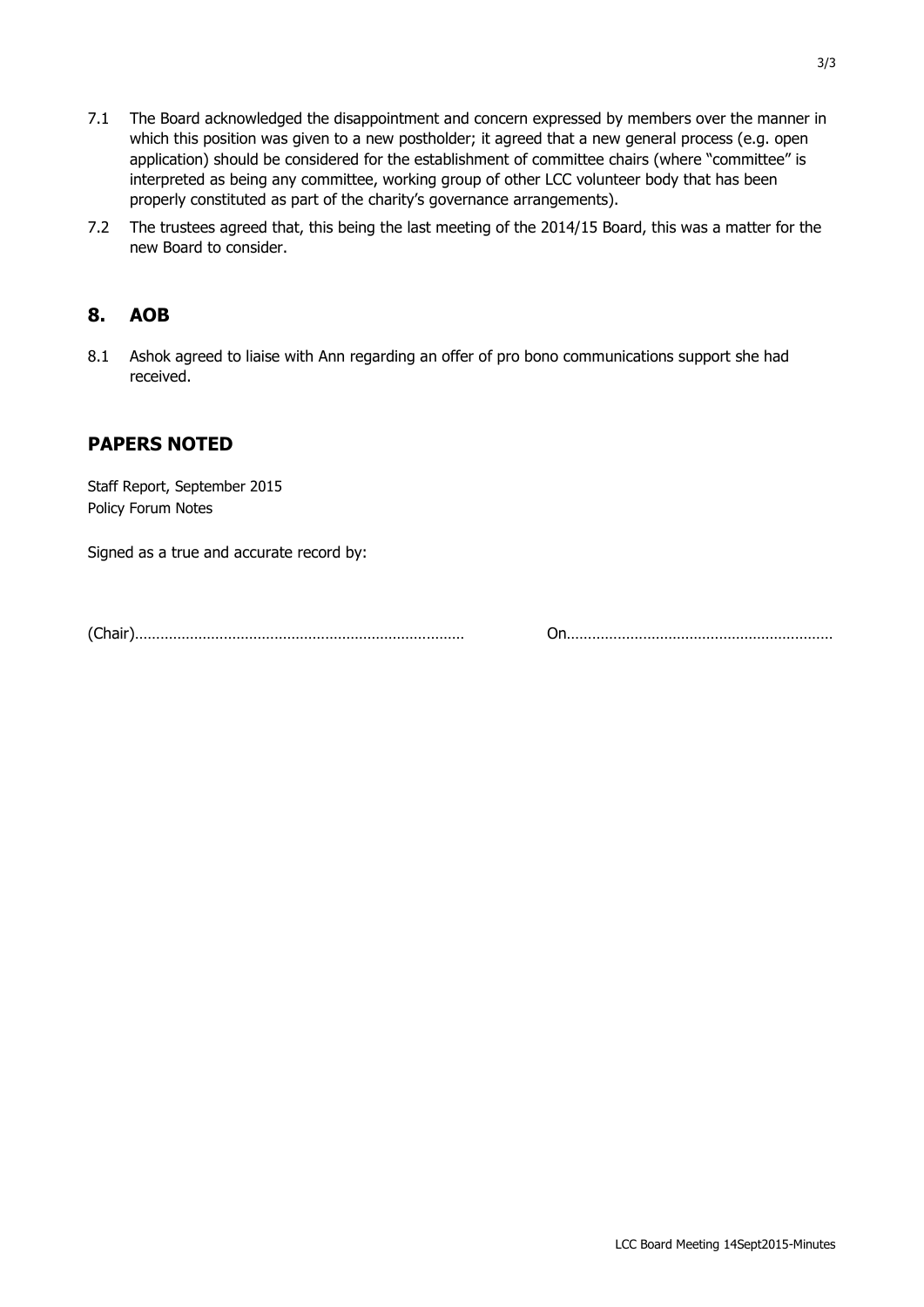7.1 The Board acknowledged the disappointment and concern expressed by members over the manner in which this position was given to a new postholder; it agreed that a new general process (e.g. open application) should be considered for the establishment of committee chairs (where "committee" is interpreted as being any committee, working group of other LCC volunteer body that has been properly constituted as part of the charity's governance arrangements).

7.2 The trustees agreed that, this being the last meeting of the 2014/15 Board, this was a matter for the new Board to consider.

## 8. AOB

8.1 Ashok agreed to liaise with Ann regarding an offer of pro bono communications support she had received.

## PAPERS NOTED

Staff Report, September 2015
Policy Forum Notes

Signed as a true and accurate record by:

(Chair)…………………………………………………………………… On………………………………………………………